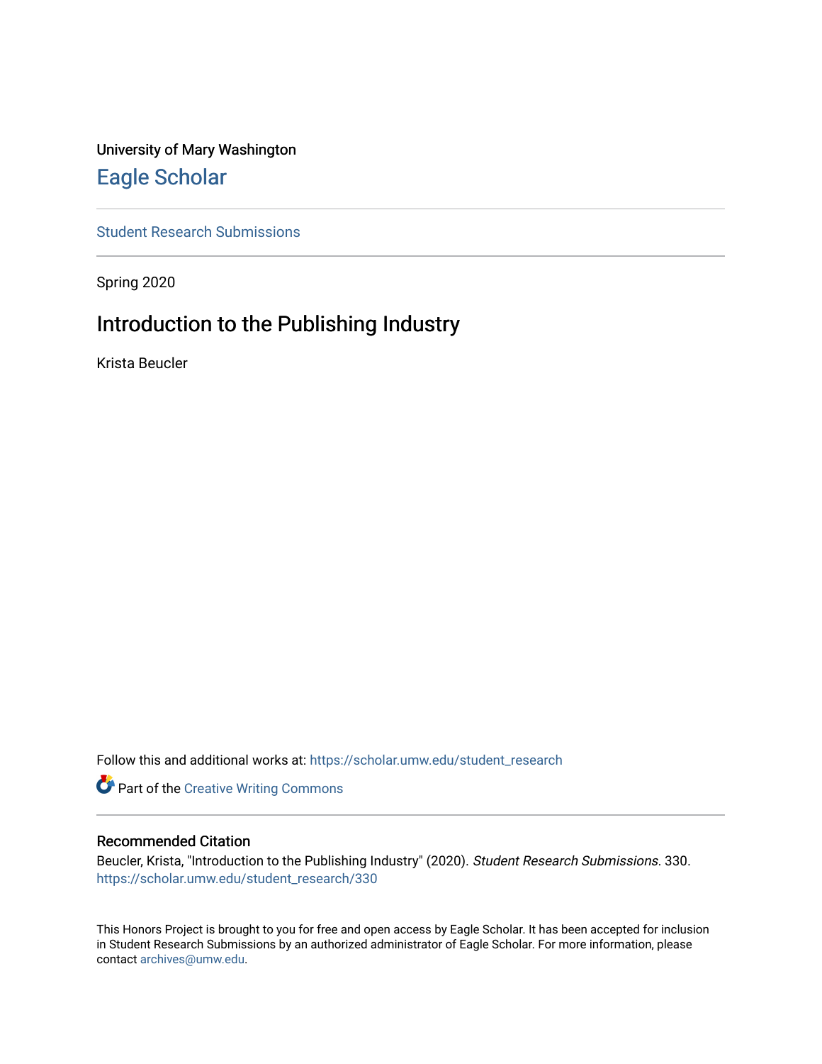University of Mary Washington

# Eagle Scholar

Student Research Submissions

Spring 2020

## Introduction to the Publishing Industry

Krista Beucler

Follow this and additional works at: https://scholar.umw.edu/student_research

Part of the Creative Writing Commons

### Recommended Citation

Beucler, Krista, "Introduction to the Publishing Industry" (2020). *Student Research Submissions*. 330.
https://scholar.umw.edu/student_research/330

This Honors Project is brought to you for free and open access by Eagle Scholar. It has been accepted for inclusion in Student Research Submissions by an authorized administrator of Eagle Scholar. For more information, please contact archives@umw.edu.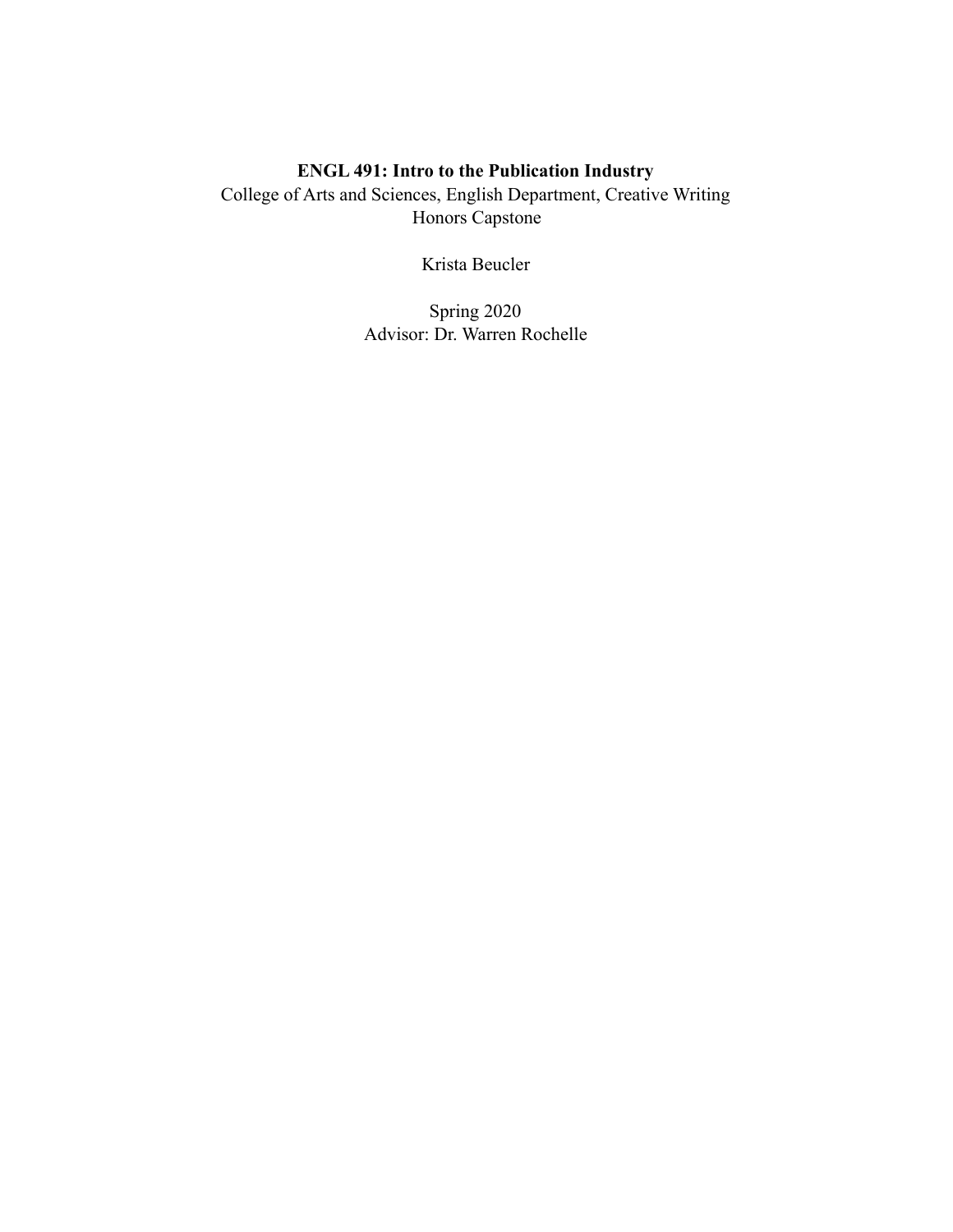**ENGL 491: Intro to the Publication Industry**

College of Arts and Sciences, English Department, Creative Writing
Honors Capstone

Krista Beucler

Spring 2020
Advisor: Dr. Warren Rochelle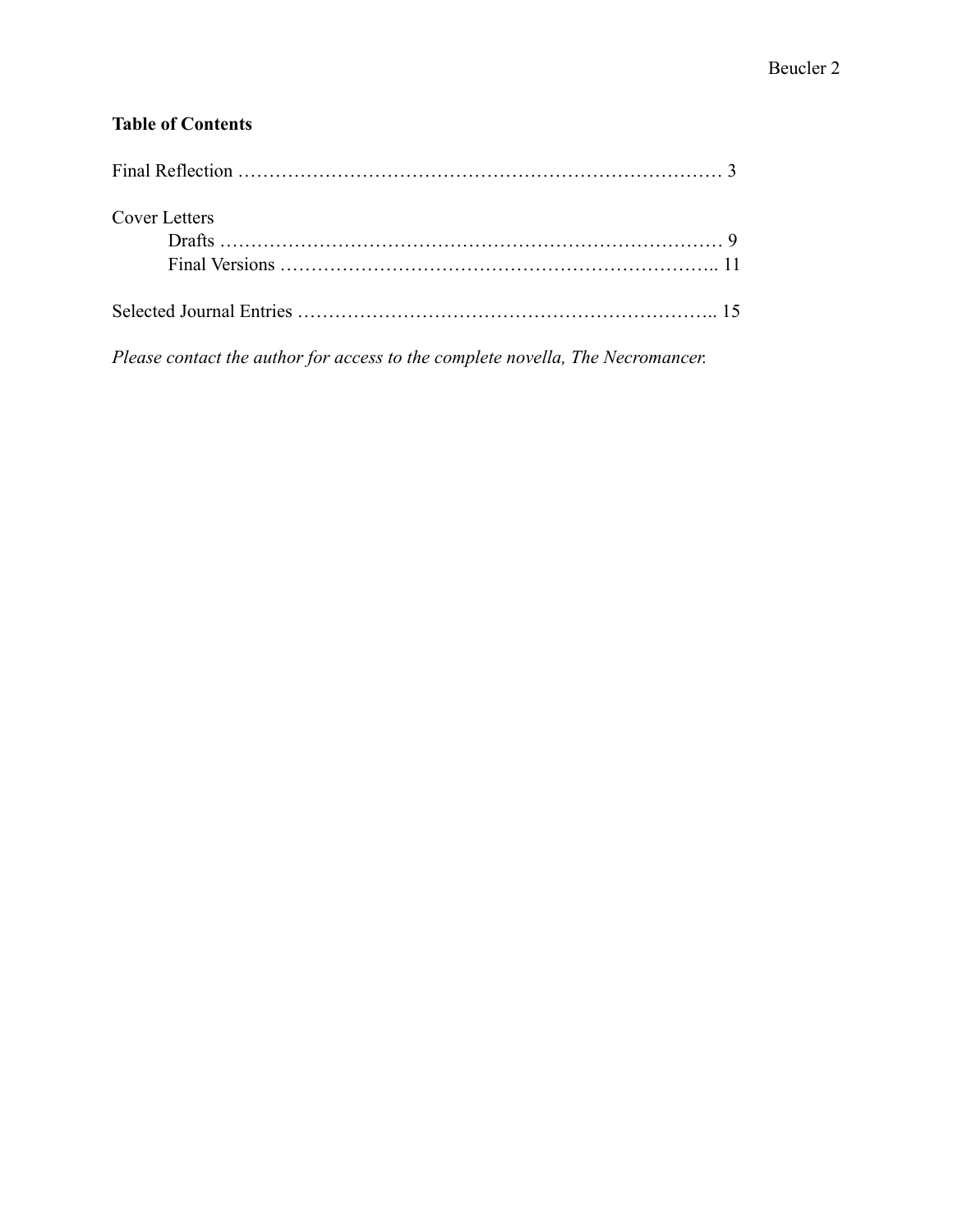**Table of Contents**

Final Reflection ……………………………………………………………………… 3

Cover Letters
- Drafts ……………………………………………………………………… 9
- Final Versions ……………………………………………………………….. 11

Selected Journal Entries ………………………………………………………….. 15

*Please contact the author for access to the complete novella, The Necromancer.*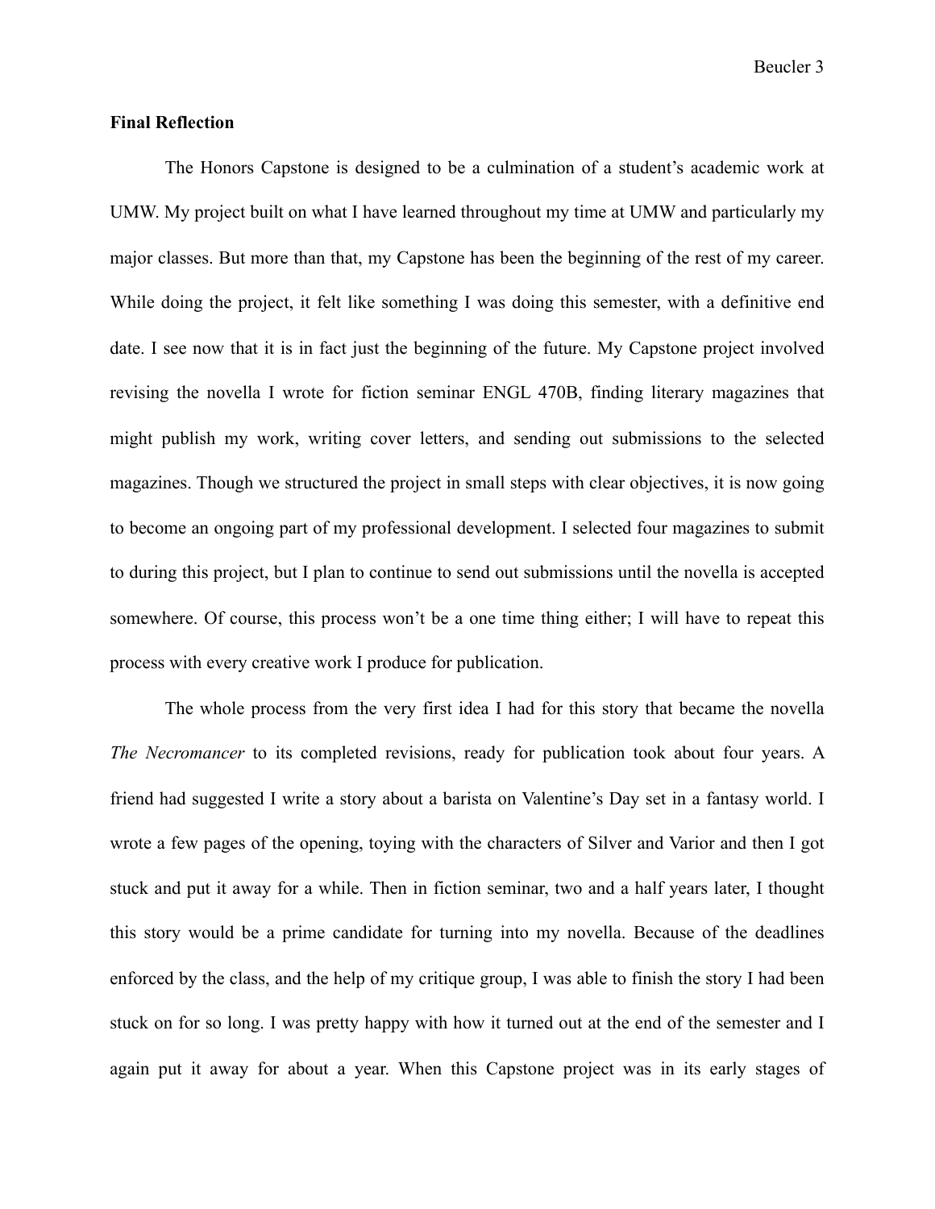**Final Reflection**

The Honors Capstone is designed to be a culmination of a student's academic work at UMW. My project built on what I have learned throughout my time at UMW and particularly my major classes. But more than that, my Capstone has been the beginning of the rest of my career. While doing the project, it felt like something I was doing this semester, with a definitive end date. I see now that it is in fact just the beginning of the future. My Capstone project involved revising the novella I wrote for fiction seminar ENGL 470B, finding literary magazines that might publish my work, writing cover letters, and sending out submissions to the selected magazines. Though we structured the project in small steps with clear objectives, it is now going to become an ongoing part of my professional development. I selected four magazines to submit to during this project, but I plan to continue to send out submissions until the novella is accepted somewhere. Of course, this process won't be a one time thing either; I will have to repeat this process with every creative work I produce for publication.

The whole process from the very first idea I had for this story that became the novella *The Necromancer* to its completed revisions, ready for publication took about four years. A friend had suggested I write a story about a barista on Valentine's Day set in a fantasy world. I wrote a few pages of the opening, toying with the characters of Silver and Varior and then I got stuck and put it away for a while. Then in fiction seminar, two and a half years later, I thought this story would be a prime candidate for turning into my novella. Because of the deadlines enforced by the class, and the help of my critique group, I was able to finish the story I had been stuck on for so long. I was pretty happy with how it turned out at the end of the semester and I again put it away for about a year. When this Capstone project was in its early stages of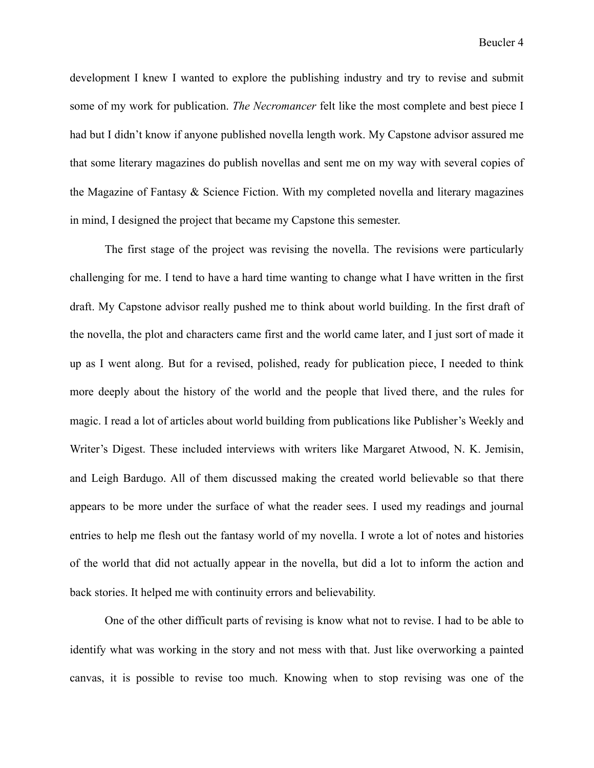development I knew I wanted to explore the publishing industry and try to revise and submit some of my work for publication. *The Necromancer* felt like the most complete and best piece I had but I didn't know if anyone published novella length work. My Capstone advisor assured me that some literary magazines do publish novellas and sent me on my way with several copies of the Magazine of Fantasy & Science Fiction. With my completed novella and literary magazines in mind, I designed the project that became my Capstone this semester.

The first stage of the project was revising the novella. The revisions were particularly challenging for me. I tend to have a hard time wanting to change what I have written in the first draft. My Capstone advisor really pushed me to think about world building. In the first draft of the novella, the plot and characters came first and the world came later, and I just sort of made it up as I went along. But for a revised, polished, ready for publication piece, I needed to think more deeply about the history of the world and the people that lived there, and the rules for magic. I read a lot of articles about world building from publications like Publisher's Weekly and Writer's Digest. These included interviews with writers like Margaret Atwood, N. K. Jemisin, and Leigh Bardugo. All of them discussed making the created world believable so that there appears to be more under the surface of what the reader sees. I used my readings and journal entries to help me flesh out the fantasy world of my novella. I wrote a lot of notes and histories of the world that did not actually appear in the novella, but did a lot to inform the action and back stories. It helped me with continuity errors and believability.

One of the other difficult parts of revising is know what not to revise. I had to be able to identify what was working in the story and not mess with that. Just like overworking a painted canvas, it is possible to revise too much. Knowing when to stop revising was one of the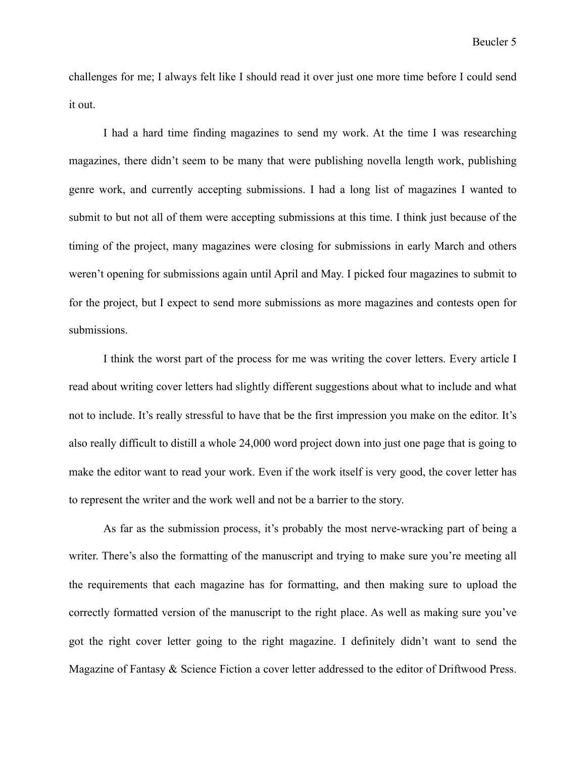challenges for me; I always felt like I should read it over just one more time before I could send it out.

I had a hard time finding magazines to send my work. At the time I was researching magazines, there didn't seem to be many that were publishing novella length work, publishing genre work, and currently accepting submissions. I had a long list of magazines I wanted to submit to but not all of them were accepting submissions at this time. I think just because of the timing of the project, many magazines were closing for submissions in early March and others weren't opening for submissions again until April and May. I picked four magazines to submit to for the project, but I expect to send more submissions as more magazines and contests open for submissions.

I think the worst part of the process for me was writing the cover letters. Every article I read about writing cover letters had slightly different suggestions about what to include and what not to include. It's really stressful to have that be the first impression you make on the editor. It's also really difficult to distill a whole 24,000 word project down into just one page that is going to make the editor want to read your work. Even if the work itself is very good, the cover letter has to represent the writer and the work well and not be a barrier to the story.

As far as the submission process, it's probably the most nerve-wracking part of being a writer. There's also the formatting of the manuscript and trying to make sure you're meeting all the requirements that each magazine has for formatting, and then making sure to upload the correctly formatted version of the manuscript to the right place. As well as making sure you've got the right cover letter going to the right magazine. I definitely didn't want to send the Magazine of Fantasy & Science Fiction a cover letter addressed to the editor of Driftwood Press.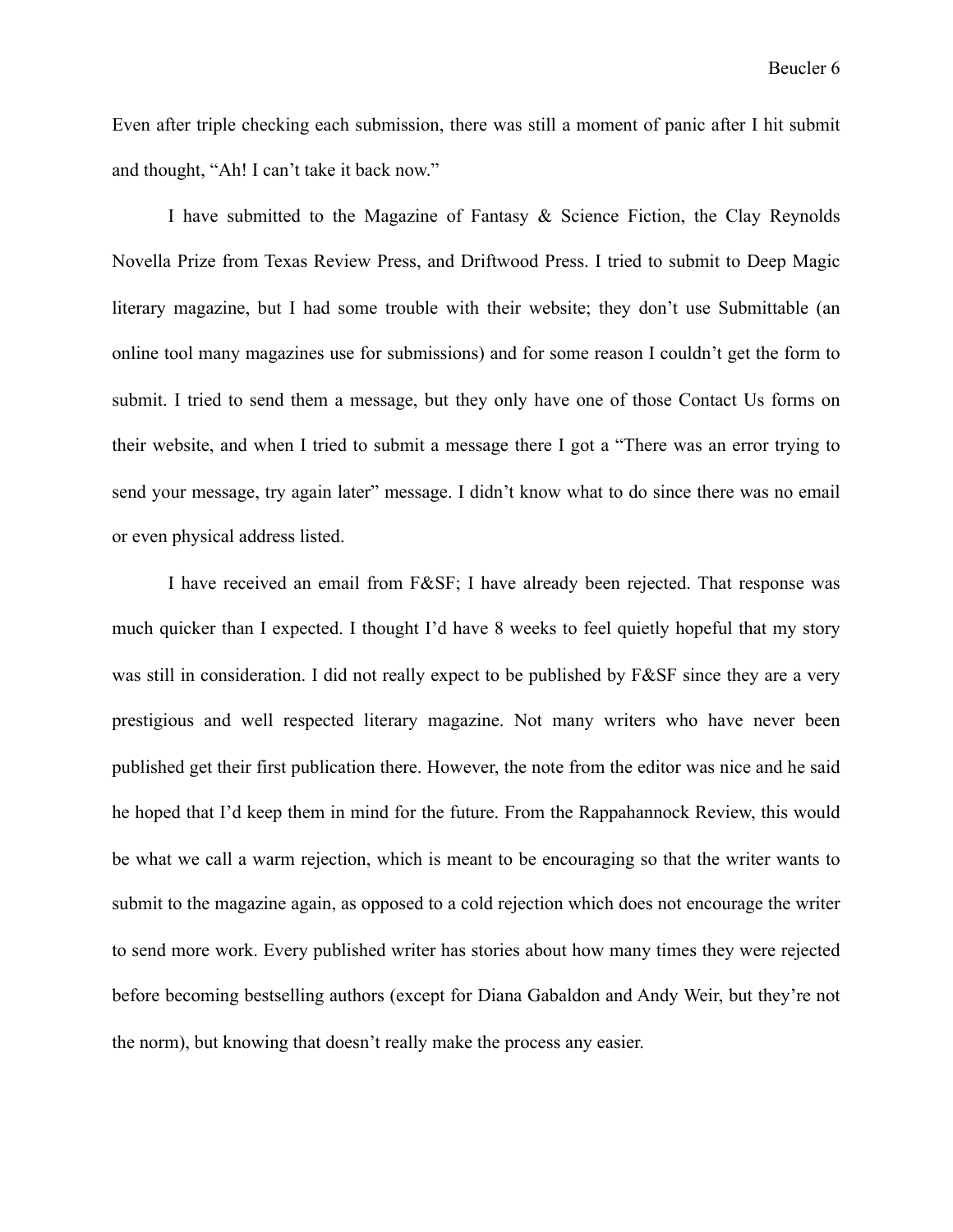Even after triple checking each submission, there was still a moment of panic after I hit submit and thought, "Ah! I can't take it back now."

I have submitted to the Magazine of Fantasy & Science Fiction, the Clay Reynolds Novella Prize from Texas Review Press, and Driftwood Press. I tried to submit to Deep Magic literary magazine, but I had some trouble with their website; they don't use Submittable (an online tool many magazines use for submissions) and for some reason I couldn't get the form to submit. I tried to send them a message, but they only have one of those Contact Us forms on their website, and when I tried to submit a message there I got a "There was an error trying to send your message, try again later" message. I didn't know what to do since there was no email or even physical address listed.

I have received an email from F&SF; I have already been rejected. That response was much quicker than I expected. I thought I'd have 8 weeks to feel quietly hopeful that my story was still in consideration. I did not really expect to be published by F&SF since they are a very prestigious and well respected literary magazine. Not many writers who have never been published get their first publication there. However, the note from the editor was nice and he said he hoped that I'd keep them in mind for the future. From the Rappahannock Review, this would be what we call a warm rejection, which is meant to be encouraging so that the writer wants to submit to the magazine again, as opposed to a cold rejection which does not encourage the writer to send more work. Every published writer has stories about how many times they were rejected before becoming bestselling authors (except for Diana Gabaldon and Andy Weir, but they're not the norm), but knowing that doesn't really make the process any easier.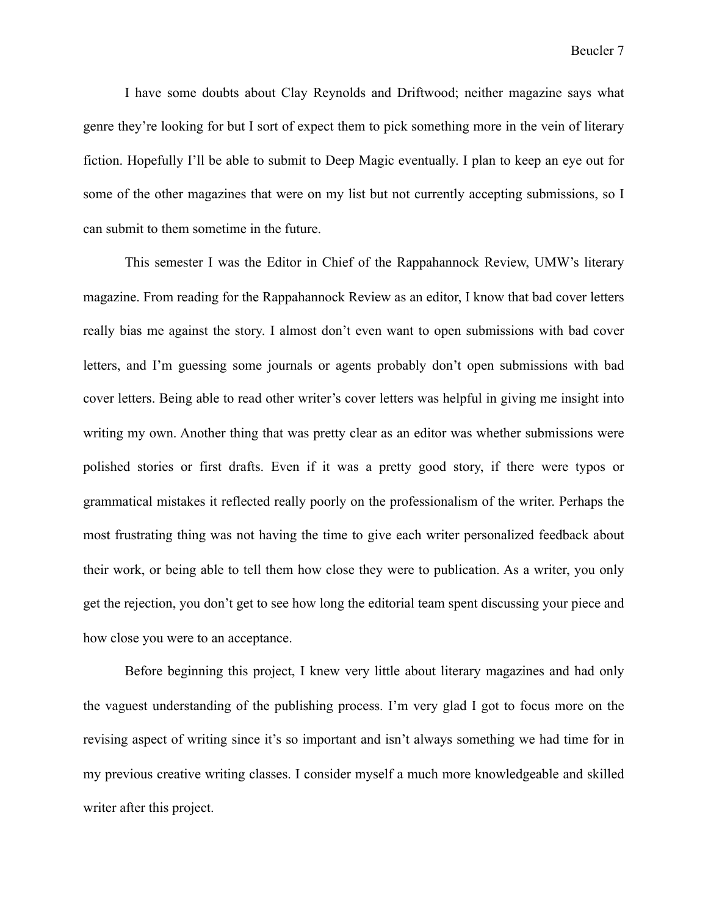I have some doubts about Clay Reynolds and Driftwood; neither magazine says what genre they're looking for but I sort of expect them to pick something more in the vein of literary fiction. Hopefully I'll be able to submit to Deep Magic eventually. I plan to keep an eye out for some of the other magazines that were on my list but not currently accepting submissions, so I can submit to them sometime in the future.

This semester I was the Editor in Chief of the Rappahannock Review, UMW's literary magazine. From reading for the Rappahannock Review as an editor, I know that bad cover letters really bias me against the story. I almost don't even want to open submissions with bad cover letters, and I'm guessing some journals or agents probably don't open submissions with bad cover letters. Being able to read other writer's cover letters was helpful in giving me insight into writing my own. Another thing that was pretty clear as an editor was whether submissions were polished stories or first drafts. Even if it was a pretty good story, if there were typos or grammatical mistakes it reflected really poorly on the professionalism of the writer. Perhaps the most frustrating thing was not having the time to give each writer personalized feedback about their work, or being able to tell them how close they were to publication. As a writer, you only get the rejection, you don't get to see how long the editorial team spent discussing your piece and how close you were to an acceptance.

Before beginning this project, I knew very little about literary magazines and had only the vaguest understanding of the publishing process. I'm very glad I got to focus more on the revising aspect of writing since it's so important and isn't always something we had time for in my previous creative writing classes. I consider myself a much more knowledgeable and skilled writer after this project.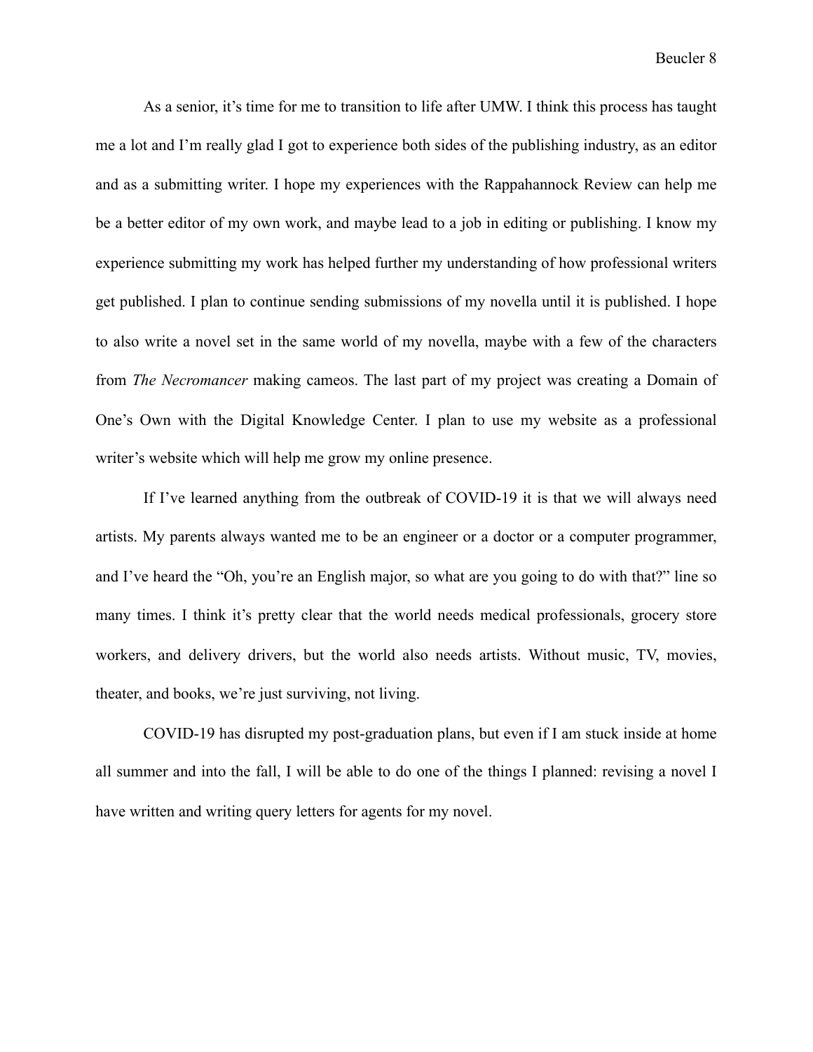As a senior, it's time for me to transition to life after UMW. I think this process has taught me a lot and I'm really glad I got to experience both sides of the publishing industry, as an editor and as a submitting writer. I hope my experiences with the Rappahannock Review can help me be a better editor of my own work, and maybe lead to a job in editing or publishing. I know my experience submitting my work has helped further my understanding of how professional writers get published. I plan to continue sending submissions of my novella until it is published. I hope to also write a novel set in the same world of my novella, maybe with a few of the characters from *The Necromancer* making cameos. The last part of my project was creating a Domain of One's Own with the Digital Knowledge Center. I plan to use my website as a professional writer's website which will help me grow my online presence.

If I've learned anything from the outbreak of COVID-19 it is that we will always need artists. My parents always wanted me to be an engineer or a doctor or a computer programmer, and I've heard the "Oh, you're an English major, so what are you going to do with that?" line so many times. I think it's pretty clear that the world needs medical professionals, grocery store workers, and delivery drivers, but the world also needs artists. Without music, TV, movies, theater, and books, we're just surviving, not living.

COVID-19 has disrupted my post-graduation plans, but even if I am stuck inside at home all summer and into the fall, I will be able to do one of the things I planned: revising a novel I have written and writing query letters for agents for my novel.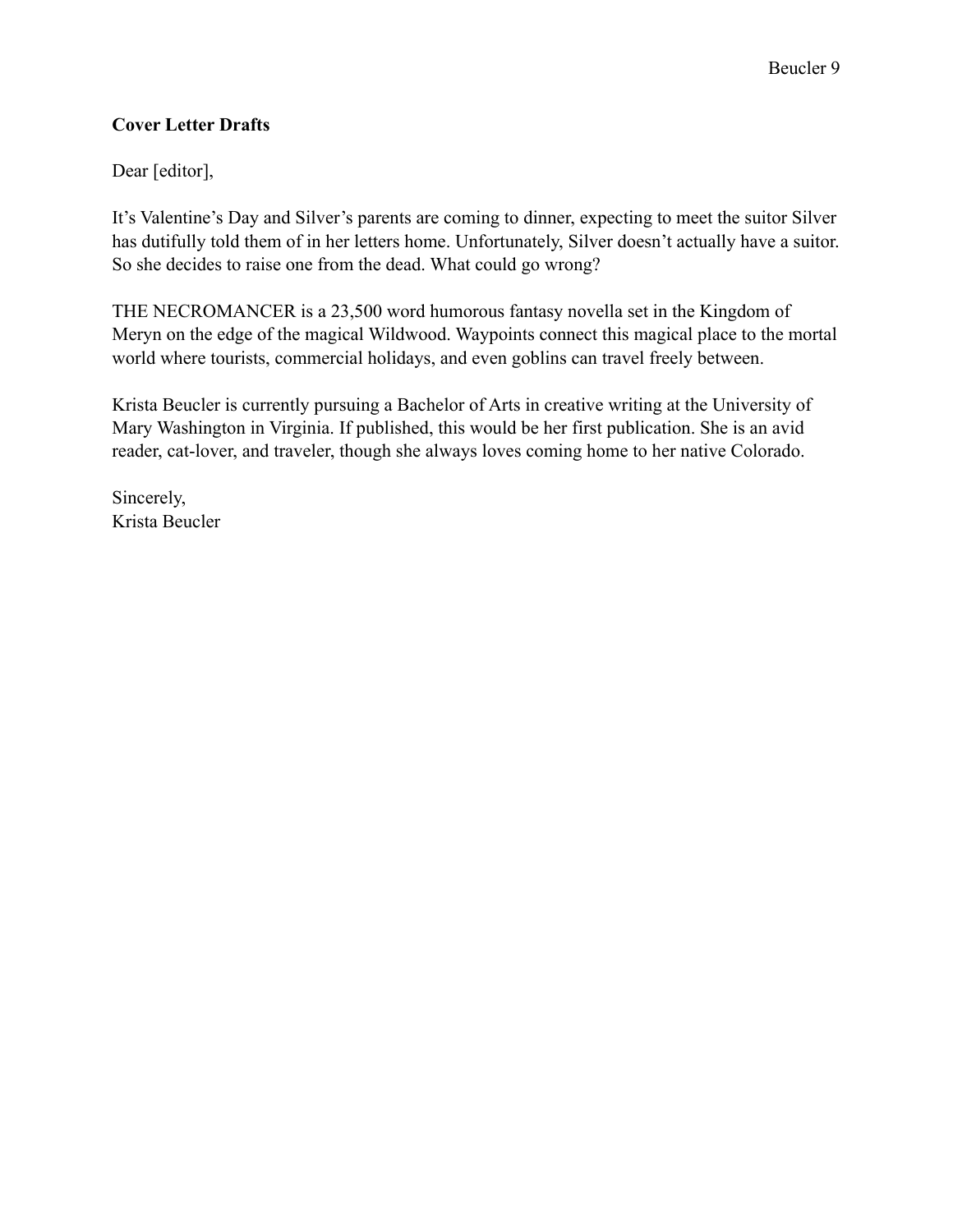**Cover Letter Drafts**

Dear [editor],

It's Valentine's Day and Silver's parents are coming to dinner, expecting to meet the suitor Silver has dutifully told them of in her letters home. Unfortunately, Silver doesn't actually have a suitor. So she decides to raise one from the dead. What could go wrong?

THE NECROMANCER is a 23,500 word humorous fantasy novella set in the Kingdom of Meryn on the edge of the magical Wildwood. Waypoints connect this magical place to the mortal world where tourists, commercial holidays, and even goblins can travel freely between.

Krista Beucler is currently pursuing a Bachelor of Arts in creative writing at the University of Mary Washington in Virginia. If published, this would be her first publication. She is an avid reader, cat-lover, and traveler, though she always loves coming home to her native Colorado.

Sincerely,
Krista Beucler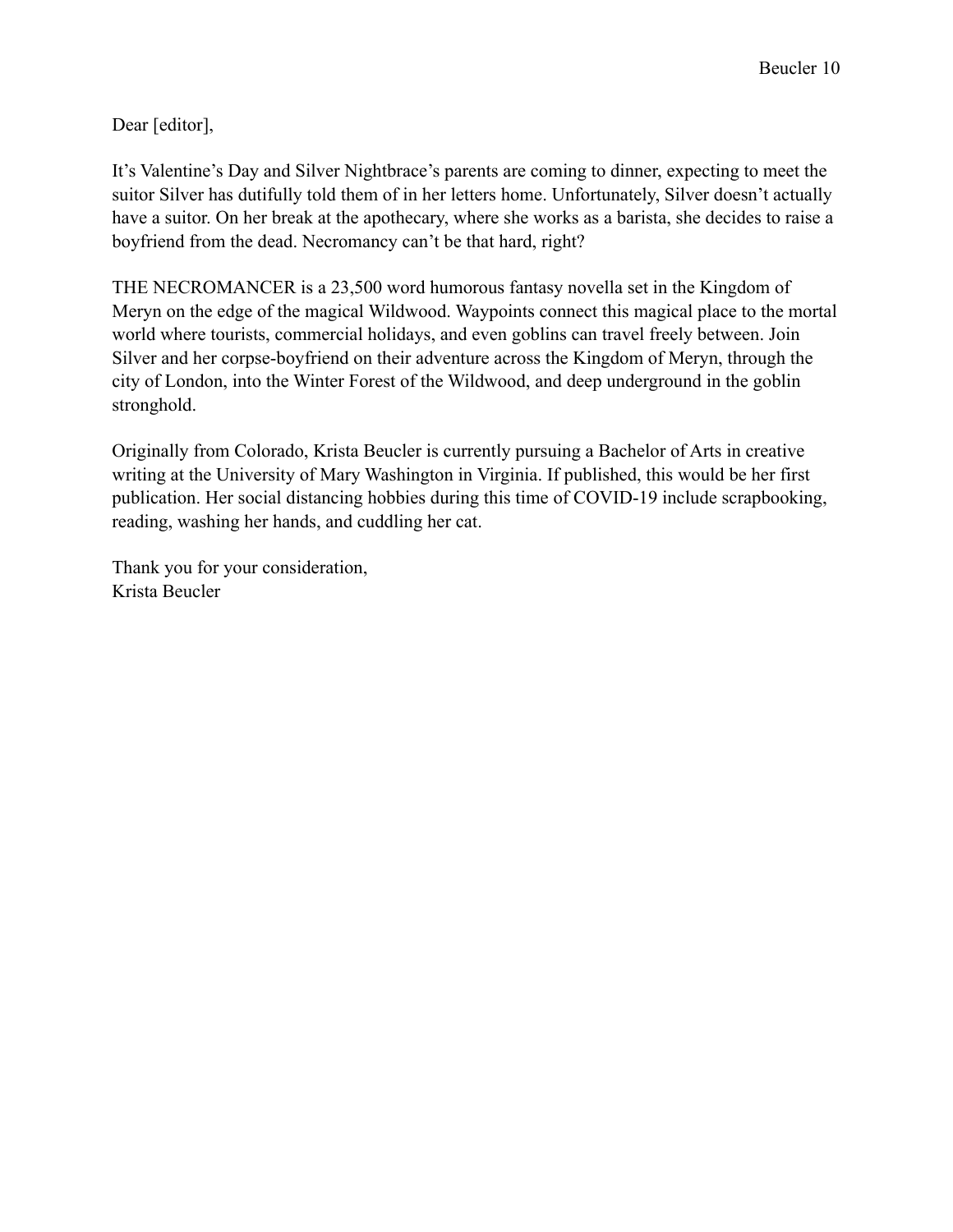Dear [editor],

It's Valentine's Day and Silver Nightbrace's parents are coming to dinner, expecting to meet the suitor Silver has dutifully told them of in her letters home. Unfortunately, Silver doesn't actually have a suitor. On her break at the apothecary, where she works as a barista, she decides to raise a boyfriend from the dead. Necromancy can't be that hard, right?

THE NECROMANCER is a 23,500 word humorous fantasy novella set in the Kingdom of Meryn on the edge of the magical Wildwood. Waypoints connect this magical place to the mortal world where tourists, commercial holidays, and even goblins can travel freely between. Join Silver and her corpse-boyfriend on their adventure across the Kingdom of Meryn, through the city of London, into the Winter Forest of the Wildwood, and deep underground in the goblin stronghold.

Originally from Colorado, Krista Beucler is currently pursuing a Bachelor of Arts in creative writing at the University of Mary Washington in Virginia. If published, this would be her first publication. Her social distancing hobbies during this time of COVID-19 include scrapbooking, reading, washing her hands, and cuddling her cat.

Thank you for your consideration,
Krista Beucler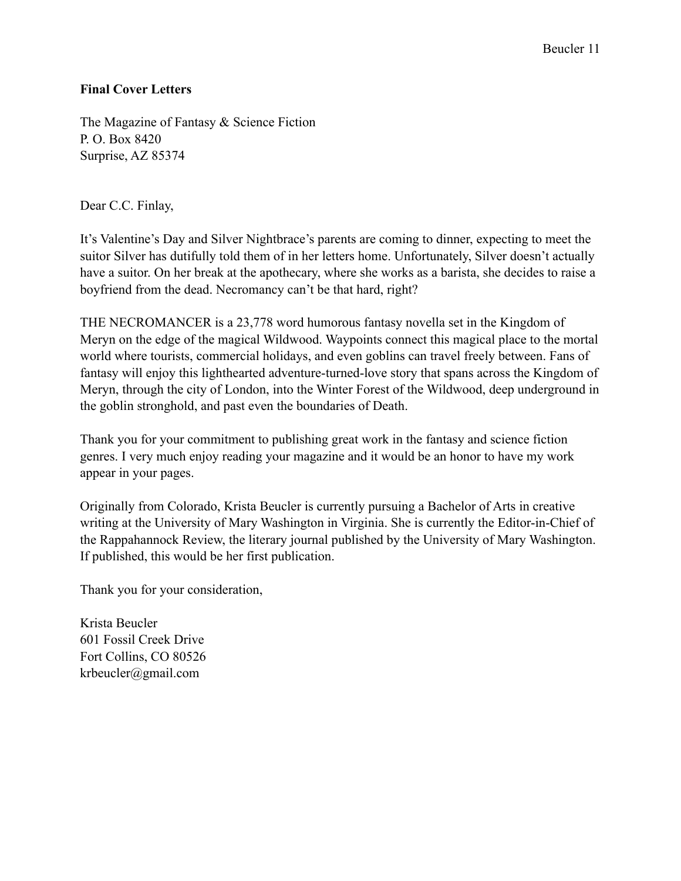**Final Cover Letters**

The Magazine of Fantasy & Science Fiction
P. O. Box 8420
Surprise, AZ 85374

Dear C.C. Finlay,

It's Valentine's Day and Silver Nightbrace's parents are coming to dinner, expecting to meet the suitor Silver has dutifully told them of in her letters home. Unfortunately, Silver doesn't actually have a suitor. On her break at the apothecary, where she works as a barista, she decides to raise a boyfriend from the dead. Necromancy can't be that hard, right?

THE NECROMANCER is a 23,778 word humorous fantasy novella set in the Kingdom of Meryn on the edge of the magical Wildwood. Waypoints connect this magical place to the mortal world where tourists, commercial holidays, and even goblins can travel freely between. Fans of fantasy will enjoy this lighthearted adventure-turned-love story that spans across the Kingdom of Meryn, through the city of London, into the Winter Forest of the Wildwood, deep underground in the goblin stronghold, and past even the boundaries of Death.

Thank you for your commitment to publishing great work in the fantasy and science fiction genres. I very much enjoy reading your magazine and it would be an honor to have my work appear in your pages.

Originally from Colorado, Krista Beucler is currently pursuing a Bachelor of Arts in creative writing at the University of Mary Washington in Virginia. She is currently the Editor-in-Chief of the Rappahannock Review, the literary journal published by the University of Mary Washington. If published, this would be her first publication.

Thank you for your consideration,

Krista Beucler
601 Fossil Creek Drive
Fort Collins, CO 80526
krbeucler@gmail.com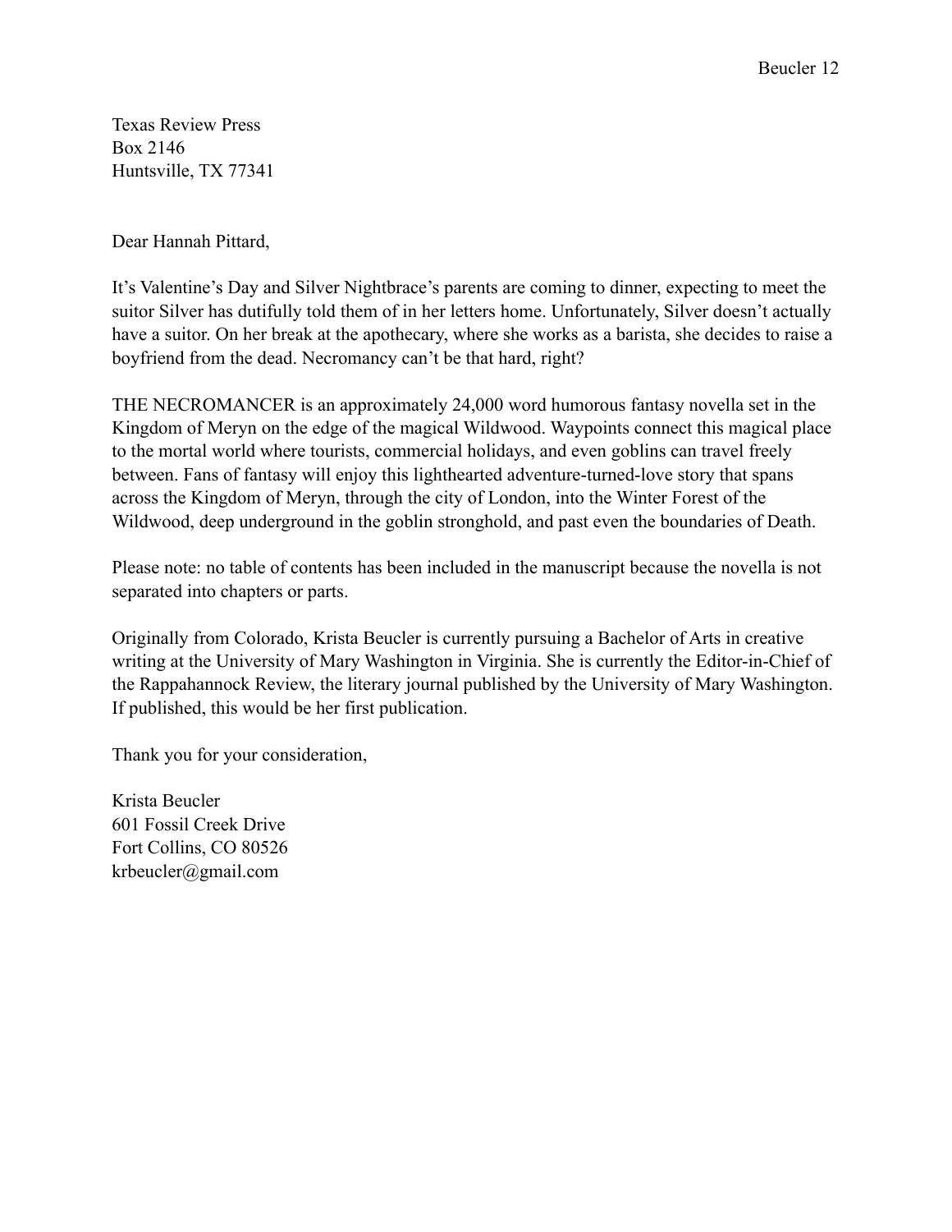Texas Review Press
Box 2146
Huntsville, TX 77341

Dear Hannah Pittard,

It's Valentine's Day and Silver Nightbrace's parents are coming to dinner, expecting to meet the suitor Silver has dutifully told them of in her letters home. Unfortunately, Silver doesn't actually have a suitor. On her break at the apothecary, where she works as a barista, she decides to raise a boyfriend from the dead. Necromancy can't be that hard, right?

THE NECROMANCER is an approximately 24,000 word humorous fantasy novella set in the Kingdom of Meryn on the edge of the magical Wildwood. Waypoints connect this magical place to the mortal world where tourists, commercial holidays, and even goblins can travel freely between. Fans of fantasy will enjoy this lighthearted adventure-turned-love story that spans across the Kingdom of Meryn, through the city of London, into the Winter Forest of the Wildwood, deep underground in the goblin stronghold, and past even the boundaries of Death.

Please note: no table of contents has been included in the manuscript because the novella is not separated into chapters or parts.

Originally from Colorado, Krista Beucler is currently pursuing a Bachelor of Arts in creative writing at the University of Mary Washington in Virginia. She is currently the Editor-in-Chief of the Rappahannock Review, the literary journal published by the University of Mary Washington. If published, this would be her first publication.

Thank you for your consideration,

Krista Beucler
601 Fossil Creek Drive
Fort Collins, CO 80526
krbeucler@gmail.com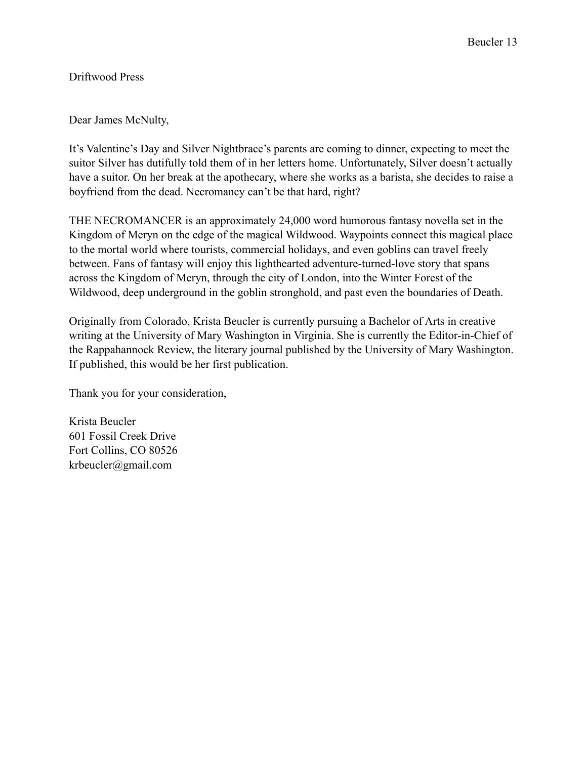Driftwood Press

Dear James McNulty,

It's Valentine's Day and Silver Nightbrace's parents are coming to dinner, expecting to meet the suitor Silver has dutifully told them of in her letters home. Unfortunately, Silver doesn't actually have a suitor. On her break at the apothecary, where she works as a barista, she decides to raise a boyfriend from the dead. Necromancy can't be that hard, right?

THE NECROMANCER is an approximately 24,000 word humorous fantasy novella set in the Kingdom of Meryn on the edge of the magical Wildwood. Waypoints connect this magical place to the mortal world where tourists, commercial holidays, and even goblins can travel freely between. Fans of fantasy will enjoy this lighthearted adventure-turned-love story that spans across the Kingdom of Meryn, through the city of London, into the Winter Forest of the Wildwood, deep underground in the goblin stronghold, and past even the boundaries of Death.

Originally from Colorado, Krista Beucler is currently pursuing a Bachelor of Arts in creative writing at the University of Mary Washington in Virginia. She is currently the Editor-in-Chief of the Rappahannock Review, the literary journal published by the University of Mary Washington. If published, this would be her first publication.

Thank you for your consideration,

Krista Beucler
601 Fossil Creek Drive
Fort Collins, CO 80526
krbeucler@gmail.com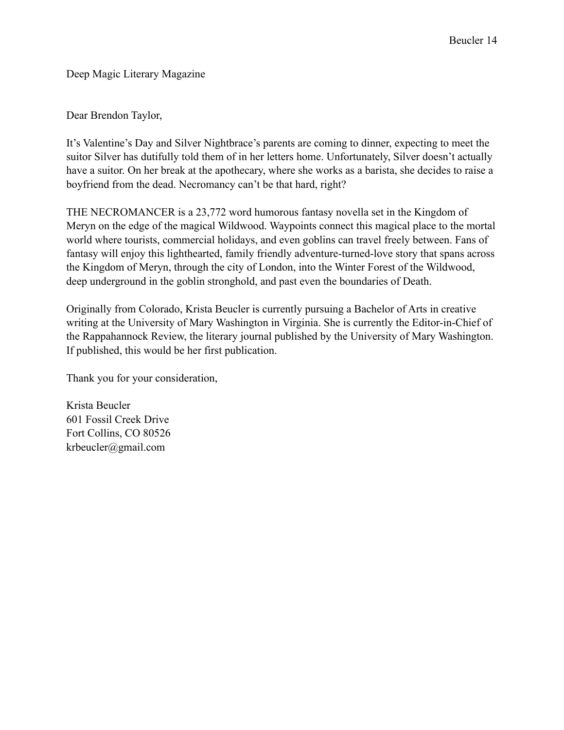Deep Magic Literary Magazine

Dear Brendon Taylor,

It's Valentine's Day and Silver Nightbrace's parents are coming to dinner, expecting to meet the suitor Silver has dutifully told them of in her letters home. Unfortunately, Silver doesn't actually have a suitor. On her break at the apothecary, where she works as a barista, she decides to raise a boyfriend from the dead. Necromancy can't be that hard, right?

THE NECROMANCER is a 23,772 word humorous fantasy novella set in the Kingdom of Meryn on the edge of the magical Wildwood. Waypoints connect this magical place to the mortal world where tourists, commercial holidays, and even goblins can travel freely between. Fans of fantasy will enjoy this lighthearted, family friendly adventure-turned-love story that spans across the Kingdom of Meryn, through the city of London, into the Winter Forest of the Wildwood, deep underground in the goblin stronghold, and past even the boundaries of Death.

Originally from Colorado, Krista Beucler is currently pursuing a Bachelor of Arts in creative writing at the University of Mary Washington in Virginia. She is currently the Editor-in-Chief of the Rappahannock Review, the literary journal published by the University of Mary Washington. If published, this would be her first publication.

Thank you for your consideration,

Krista Beucler
601 Fossil Creek Drive
Fort Collins, CO 80526
krbeucler@gmail.com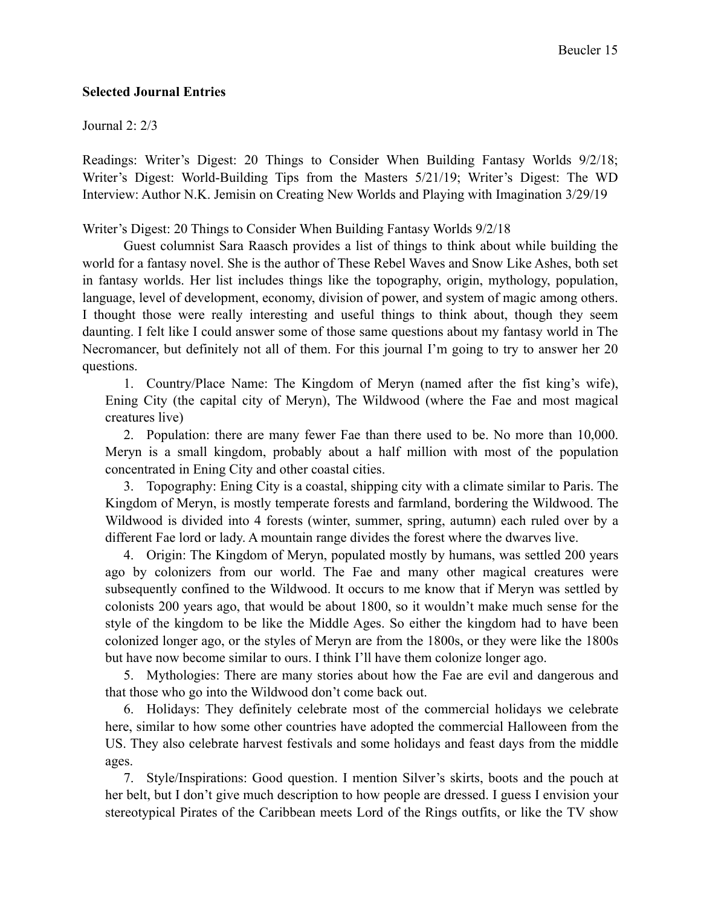**Selected Journal Entries**

Journal 2: 2/3

Readings: Writer's Digest: 20 Things to Consider When Building Fantasy Worlds 9/2/18; Writer's Digest: World-Building Tips from the Masters 5/21/19; Writer's Digest: The WD Interview: Author N.K. Jemisin on Creating New Worlds and Playing with Imagination 3/29/19

Writer's Digest: 20 Things to Consider When Building Fantasy Worlds 9/2/18

Guest columnist Sara Raasch provides a list of things to think about while building the world for a fantasy novel. She is the author of These Rebel Waves and Snow Like Ashes, both set in fantasy worlds. Her list includes things like the topography, origin, mythology, population, language, level of development, economy, division of power, and system of magic among others. I thought those were really interesting and useful things to think about, though they seem daunting. I felt like I could answer some of those same questions about my fantasy world in The Necromancer, but definitely not all of them. For this journal I'm going to try to answer her 20 questions.

1. Country/Place Name: The Kingdom of Meryn (named after the fist king's wife), Ening City (the capital city of Meryn), The Wildwood (where the Fae and most magical creatures live)
2. Population: there are many fewer Fae than there used to be. No more than 10,000. Meryn is a small kingdom, probably about a half million with most of the population concentrated in Ening City and other coastal cities.
3. Topography: Ening City is a coastal, shipping city with a climate similar to Paris. The Kingdom of Meryn, is mostly temperate forests and farmland, bordering the Wildwood. The Wildwood is divided into 4 forests (winter, summer, spring, autumn) each ruled over by a different Fae lord or lady. A mountain range divides the forest where the dwarves live.
4. Origin: The Kingdom of Meryn, populated mostly by humans, was settled 200 years ago by colonizers from our world. The Fae and many other magical creatures were subsequently confined to the Wildwood. It occurs to me know that if Meryn was settled by colonists 200 years ago, that would be about 1800, so it wouldn't make much sense for the style of the kingdom to be like the Middle Ages. So either the kingdom had to have been colonized longer ago, or the styles of Meryn are from the 1800s, or they were like the 1800s but have now become similar to ours. I think I'll have them colonize longer ago.
5. Mythologies: There are many stories about how the Fae are evil and dangerous and that those who go into the Wildwood don't come back out.
6. Holidays: They definitely celebrate most of the commercial holidays we celebrate here, similar to how some other countries have adopted the commercial Halloween from the US. They also celebrate harvest festivals and some holidays and feast days from the middle ages.
7. Style/Inspirations: Good question. I mention Silver's skirts, boots and the pouch at her belt, but I don't give much description to how people are dressed. I guess I envision your stereotypical Pirates of the Caribbean meets Lord of the Rings outfits, or like the TV show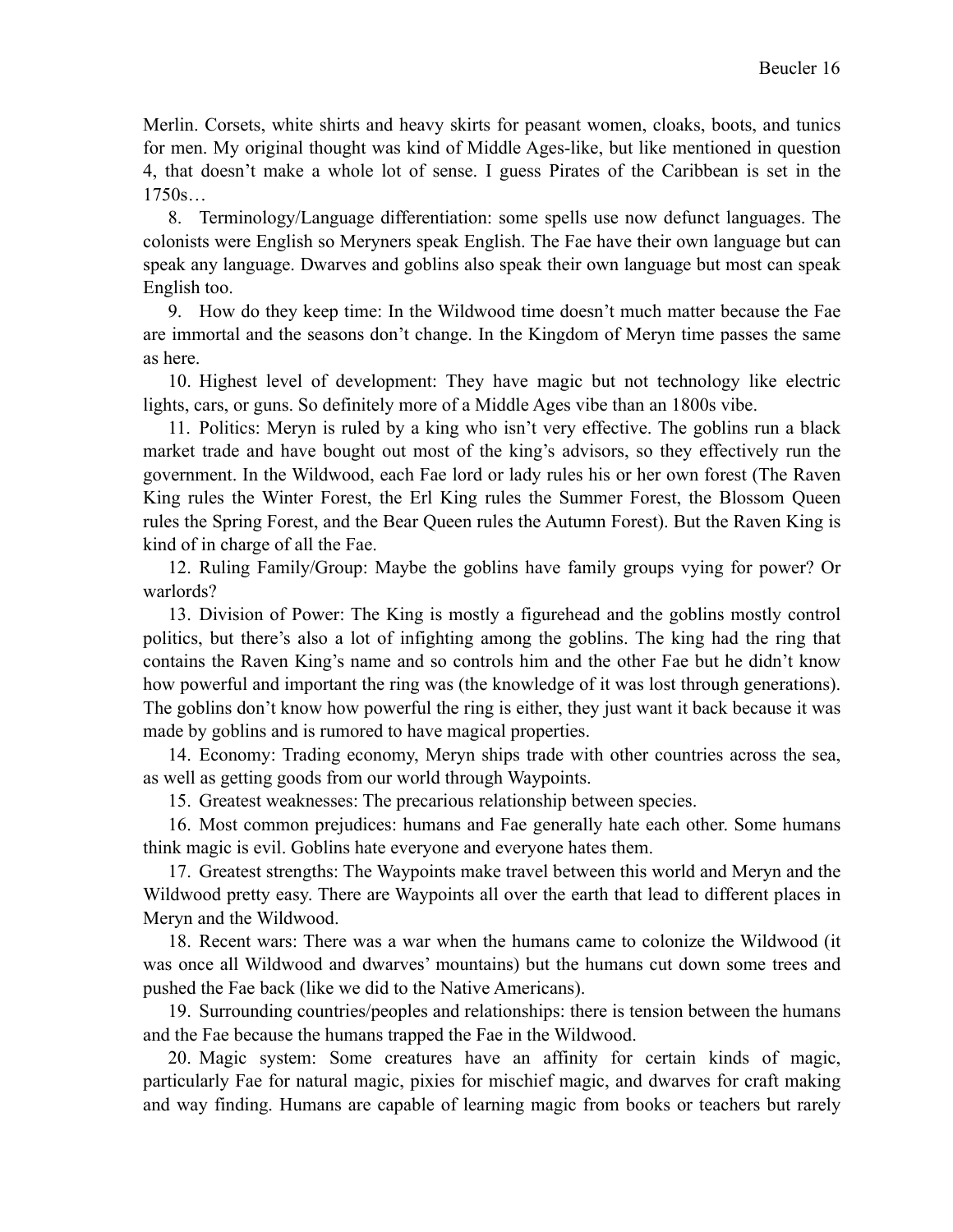Merlin. Corsets, white shirts and heavy skirts for peasant women, cloaks, boots, and tunics for men. My original thought was kind of Middle Ages-like, but like mentioned in question 4, that doesn't make a whole lot of sense. I guess Pirates of the Caribbean is set in the 1750s…

8. Terminology/Language differentiation: some spells use now defunct languages. The colonists were English so Meryners speak English. The Fae have their own language but can speak any language. Dwarves and goblins also speak their own language but most can speak English too.

9. How do they keep time: In the Wildwood time doesn't much matter because the Fae are immortal and the seasons don't change. In the Kingdom of Meryn time passes the same as here.

10. Highest level of development: They have magic but not technology like electric lights, cars, or guns. So definitely more of a Middle Ages vibe than an 1800s vibe.

11. Politics: Meryn is ruled by a king who isn't very effective. The goblins run a black market trade and have bought out most of the king's advisors, so they effectively run the government. In the Wildwood, each Fae lord or lady rules his or her own forest (The Raven King rules the Winter Forest, the Erl King rules the Summer Forest, the Blossom Queen rules the Spring Forest, and the Bear Queen rules the Autumn Forest). But the Raven King is kind of in charge of all the Fae.

12. Ruling Family/Group: Maybe the goblins have family groups vying for power? Or warlords?

13. Division of Power: The King is mostly a figurehead and the goblins mostly control politics, but there's also a lot of infighting among the goblins. The king had the ring that contains the Raven King's name and so controls him and the other Fae but he didn't know how powerful and important the ring was (the knowledge of it was lost through generations). The goblins don't know how powerful the ring is either, they just want it back because it was made by goblins and is rumored to have magical properties.

14. Economy: Trading economy, Meryn ships trade with other countries across the sea, as well as getting goods from our world through Waypoints.

15. Greatest weaknesses: The precarious relationship between species.

16. Most common prejudices: humans and Fae generally hate each other. Some humans think magic is evil. Goblins hate everyone and everyone hates them.

17. Greatest strengths: The Waypoints make travel between this world and Meryn and the Wildwood pretty easy. There are Waypoints all over the earth that lead to different places in Meryn and the Wildwood.

18. Recent wars: There was a war when the humans came to colonize the Wildwood (it was once all Wildwood and dwarves' mountains) but the humans cut down some trees and pushed the Fae back (like we did to the Native Americans).

19. Surrounding countries/peoples and relationships: there is tension between the humans and the Fae because the humans trapped the Fae in the Wildwood.

20. Magic system: Some creatures have an affinity for certain kinds of magic, particularly Fae for natural magic, pixies for mischief magic, and dwarves for craft making and way finding. Humans are capable of learning magic from books or teachers but rarely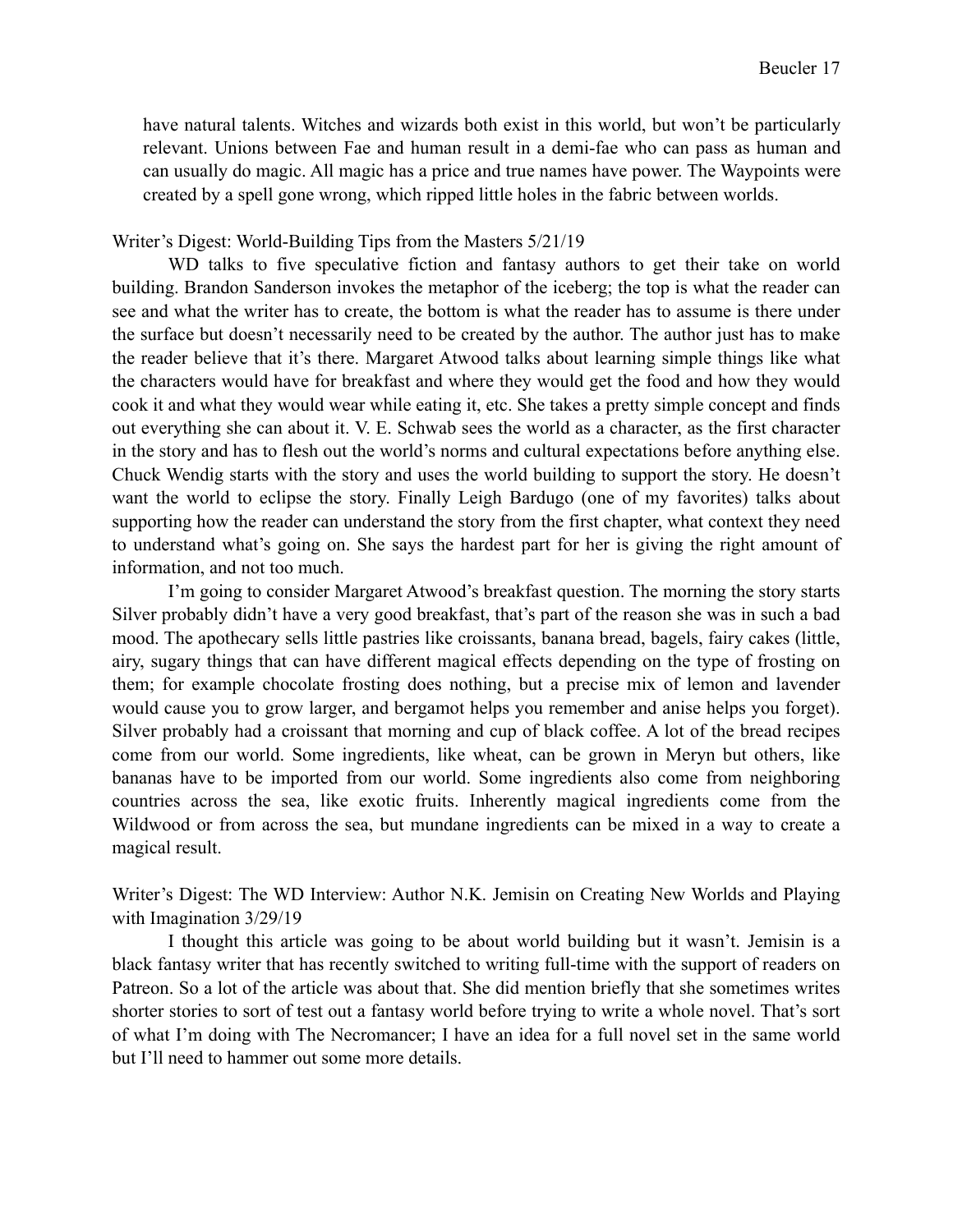have natural talents. Witches and wizards both exist in this world, but won't be particularly relevant. Unions between Fae and human result in a demi-fae who can pass as human and can usually do magic. All magic has a price and true names have power. The Waypoints were created by a spell gone wrong, which ripped little holes in the fabric between worlds.

Writer's Digest: World-Building Tips from the Masters 5/21/19

WD talks to five speculative fiction and fantasy authors to get their take on world building. Brandon Sanderson invokes the metaphor of the iceberg; the top is what the reader can see and what the writer has to create, the bottom is what the reader has to assume is there under the surface but doesn't necessarily need to be created by the author. The author just has to make the reader believe that it's there. Margaret Atwood talks about learning simple things like what the characters would have for breakfast and where they would get the food and how they would cook it and what they would wear while eating it, etc. She takes a pretty simple concept and finds out everything she can about it. V. E. Schwab sees the world as a character, as the first character in the story and has to flesh out the world's norms and cultural expectations before anything else. Chuck Wendig starts with the story and uses the world building to support the story. He doesn't want the world to eclipse the story. Finally Leigh Bardugo (one of my favorites) talks about supporting how the reader can understand the story from the first chapter, what context they need to understand what's going on. She says the hardest part for her is giving the right amount of information, and not too much.

I'm going to consider Margaret Atwood's breakfast question. The morning the story starts Silver probably didn't have a very good breakfast, that's part of the reason she was in such a bad mood. The apothecary sells little pastries like croissants, banana bread, bagels, fairy cakes (little, airy, sugary things that can have different magical effects depending on the type of frosting on them; for example chocolate frosting does nothing, but a precise mix of lemon and lavender would cause you to grow larger, and bergamot helps you remember and anise helps you forget). Silver probably had a croissant that morning and cup of black coffee. A lot of the bread recipes come from our world. Some ingredients, like wheat, can be grown in Meryn but others, like bananas have to be imported from our world. Some ingredients also come from neighboring countries across the sea, like exotic fruits. Inherently magical ingredients come from the Wildwood or from across the sea, but mundane ingredients can be mixed in a way to create a magical result.

Writer's Digest: The WD Interview: Author N.K. Jemisin on Creating New Worlds and Playing with Imagination 3/29/19

I thought this article was going to be about world building but it wasn't. Jemisin is a black fantasy writer that has recently switched to writing full-time with the support of readers on Patreon. So a lot of the article was about that. She did mention briefly that she sometimes writes shorter stories to sort of test out a fantasy world before trying to write a whole novel. That's sort of what I'm doing with The Necromancer; I have an idea for a full novel set in the same world but I'll need to hammer out some more details.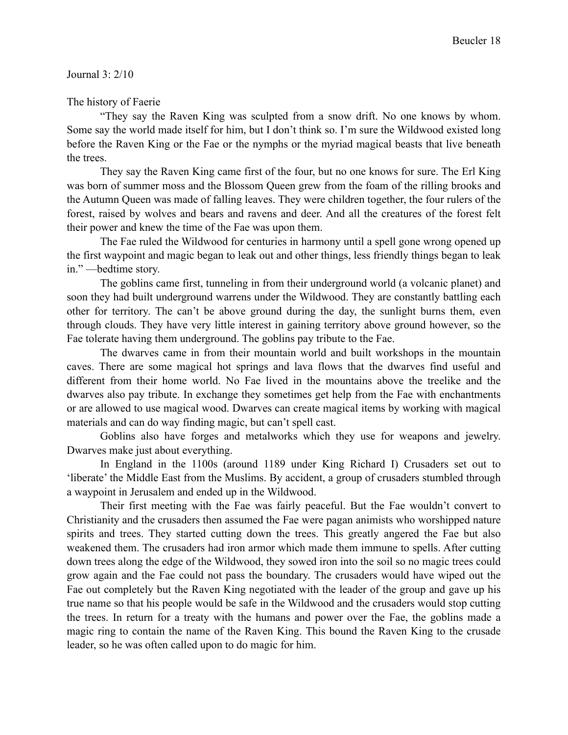Journal 3: 2/10

The history of Faerie

"They say the Raven King was sculpted from a snow drift. No one knows by whom. Some say the world made itself for him, but I don't think so. I'm sure the Wildwood existed long before the Raven King or the Fae or the nymphs or the myriad magical beasts that live beneath the trees.

They say the Raven King came first of the four, but no one knows for sure. The Erl King was born of summer moss and the Blossom Queen grew from the foam of the rilling brooks and the Autumn Queen was made of falling leaves. They were children together, the four rulers of the forest, raised by wolves and bears and ravens and deer. And all the creatures of the forest felt their power and knew the time of the Fae was upon them.

The Fae ruled the Wildwood for centuries in harmony until a spell gone wrong opened up the first waypoint and magic began to leak out and other things, less friendly things began to leak in." —bedtime story.

The goblins came first, tunneling in from their underground world (a volcanic planet) and soon they had built underground warrens under the Wildwood. They are constantly battling each other for territory. The can't be above ground during the day, the sunlight burns them, even through clouds. They have very little interest in gaining territory above ground however, so the Fae tolerate having them underground. The goblins pay tribute to the Fae.

The dwarves came in from their mountain world and built workshops in the mountain caves. There are some magical hot springs and lava flows that the dwarves find useful and different from their home world. No Fae lived in the mountains above the treelike and the dwarves also pay tribute. In exchange they sometimes get help from the Fae with enchantments or are allowed to use magical wood. Dwarves can create magical items by working with magical materials and can do way finding magic, but can't spell cast.

Goblins also have forges and metalworks which they use for weapons and jewelry. Dwarves make just about everything.

In England in the 1100s (around 1189 under King Richard I) Crusaders set out to 'liberate' the Middle East from the Muslims. By accident, a group of crusaders stumbled through a waypoint in Jerusalem and ended up in the Wildwood.

Their first meeting with the Fae was fairly peaceful. But the Fae wouldn't convert to Christianity and the crusaders then assumed the Fae were pagan animists who worshipped nature spirits and trees. They started cutting down the trees. This greatly angered the Fae but also weakened them. The crusaders had iron armor which made them immune to spells. After cutting down trees along the edge of the Wildwood, they sowed iron into the soil so no magic trees could grow again and the Fae could not pass the boundary. The crusaders would have wiped out the Fae out completely but the Raven King negotiated with the leader of the group and gave up his true name so that his people would be safe in the Wildwood and the crusaders would stop cutting the trees. In return for a treaty with the humans and power over the Fae, the goblins made a magic ring to contain the name of the Raven King. This bound the Raven King to the crusade leader, so he was often called upon to do magic for him.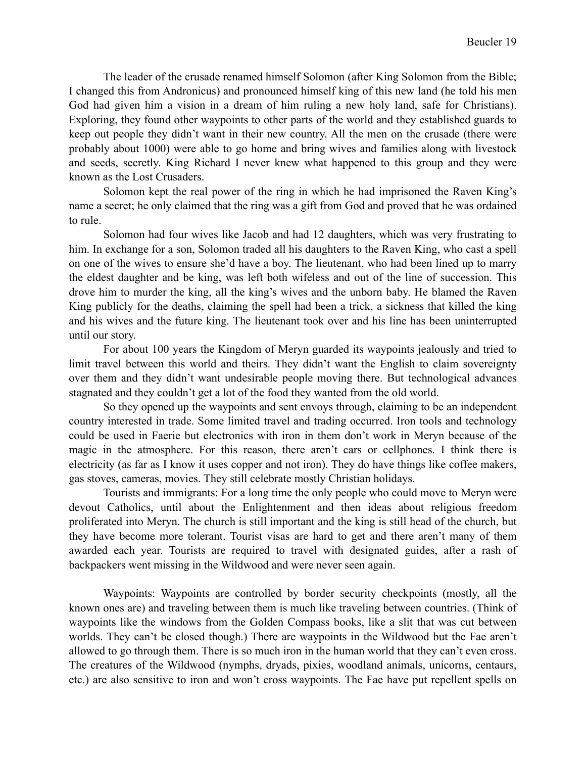The leader of the crusade renamed himself Solomon (after King Solomon from the Bible; I changed this from Andronicus) and pronounced himself king of this new land (he told his men God had given him a vision in a dream of him ruling a new holy land, safe for Christians). Exploring, they found other waypoints to other parts of the world and they established guards to keep out people they didn't want in their new country. All the men on the crusade (there were probably about 1000) were able to go home and bring wives and families along with livestock and seeds, secretly. King Richard I never knew what happened to this group and they were known as the Lost Crusaders.

Solomon kept the real power of the ring in which he had imprisoned the Raven King's name a secret; he only claimed that the ring was a gift from God and proved that he was ordained to rule.

Solomon had four wives like Jacob and had 12 daughters, which was very frustrating to him. In exchange for a son, Solomon traded all his daughters to the Raven King, who cast a spell on one of the wives to ensure she'd have a boy. The lieutenant, who had been lined up to marry the eldest daughter and be king, was left both wifeless and out of the line of succession. This drove him to murder the king, all the king's wives and the unborn baby. He blamed the Raven King publicly for the deaths, claiming the spell had been a trick, a sickness that killed the king and his wives and the future king. The lieutenant took over and his line has been uninterrupted until our story.

For about 100 years the Kingdom of Meryn guarded its waypoints jealously and tried to limit travel between this world and theirs. They didn't want the English to claim sovereignty over them and they didn't want undesirable people moving there. But technological advances stagnated and they couldn't get a lot of the food they wanted from the old world.

So they opened up the waypoints and sent envoys through, claiming to be an independent country interested in trade. Some limited travel and trading occurred. Iron tools and technology could be used in Faerie but electronics with iron in them don't work in Meryn because of the magic in the atmosphere. For this reason, there aren't cars or cellphones. I think there is electricity (as far as I know it uses copper and not iron). They do have things like coffee makers, gas stoves, cameras, movies. They still celebrate mostly Christian holidays.

Tourists and immigrants: For a long time the only people who could move to Meryn were devout Catholics, until about the Enlightenment and then ideas about religious freedom proliferated into Meryn. The church is still important and the king is still head of the church, but they have become more tolerant. Tourist visas are hard to get and there aren't many of them awarded each year. Tourists are required to travel with designated guides, after a rash of backpackers went missing in the Wildwood and were never seen again.

Waypoints: Waypoints are controlled by border security checkpoints (mostly, all the known ones are) and traveling between them is much like traveling between countries. (Think of waypoints like the windows from the Golden Compass books, like a slit that was cut between worlds. They can't be closed though.) There are waypoints in the Wildwood but the Fae aren't allowed to go through them. There is so much iron in the human world that they can't even cross. The creatures of the Wildwood (nymphs, dryads, pixies, woodland animals, unicorns, centaurs, etc.) are also sensitive to iron and won't cross waypoints. The Fae have put repellent spells on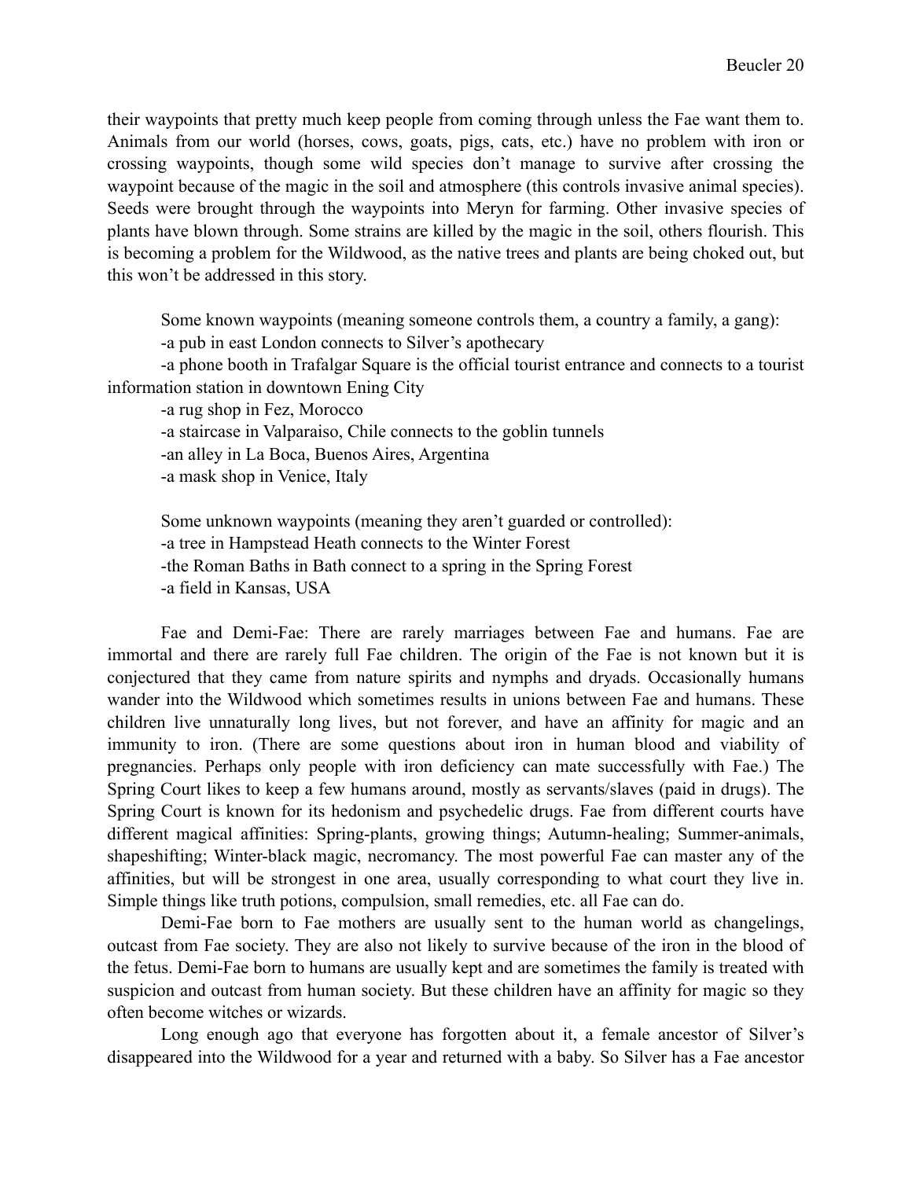their waypoints that pretty much keep people from coming through unless the Fae want them to. Animals from our world (horses, cows, goats, pigs, cats, etc.) have no problem with iron or crossing waypoints, though some wild species don't manage to survive after crossing the waypoint because of the magic in the soil and atmosphere (this controls invasive animal species). Seeds were brought through the waypoints into Meryn for farming. Other invasive species of plants have blown through. Some strains are killed by the magic in the soil, others flourish. This is becoming a problem for the Wildwood, as the native trees and plants are being choked out, but this won't be addressed in this story.

Some known waypoints (meaning someone controls them, a country a family, a gang):

-a pub in east London connects to Silver's apothecary

-a phone booth in Trafalgar Square is the official tourist entrance and connects to a tourist information station in downtown Ening City

-a rug shop in Fez, Morocco

-a staircase in Valparaiso, Chile connects to the goblin tunnels

-an alley in La Boca, Buenos Aires, Argentina

-a mask shop in Venice, Italy

Some unknown waypoints (meaning they aren't guarded or controlled):

-a tree in Hampstead Heath connects to the Winter Forest

-the Roman Baths in Bath connect to a spring in the Spring Forest

-a field in Kansas, USA

Fae and Demi-Fae: There are rarely marriages between Fae and humans. Fae are immortal and there are rarely full Fae children. The origin of the Fae is not known but it is conjectured that they came from nature spirits and nymphs and dryads. Occasionally humans wander into the Wildwood which sometimes results in unions between Fae and humans. These children live unnaturally long lives, but not forever, and have an affinity for magic and an immunity to iron. (There are some questions about iron in human blood and viability of pregnancies. Perhaps only people with iron deficiency can mate successfully with Fae.) The Spring Court likes to keep a few humans around, mostly as servants/slaves (paid in drugs). The Spring Court is known for its hedonism and psychedelic drugs. Fae from different courts have different magical affinities: Spring-plants, growing things; Autumn-healing; Summer-animals, shapeshifting; Winter-black magic, necromancy. The most powerful Fae can master any of the affinities, but will be strongest in one area, usually corresponding to what court they live in. Simple things like truth potions, compulsion, small remedies, etc. all Fae can do.

Demi-Fae born to Fae mothers are usually sent to the human world as changelings, outcast from Fae society. They are also not likely to survive because of the iron in the blood of the fetus. Demi-Fae born to humans are usually kept and are sometimes the family is treated with suspicion and outcast from human society. But these children have an affinity for magic so they often become witches or wizards.

Long enough ago that everyone has forgotten about it, a female ancestor of Silver's disappeared into the Wildwood for a year and returned with a baby. So Silver has a Fae ancestor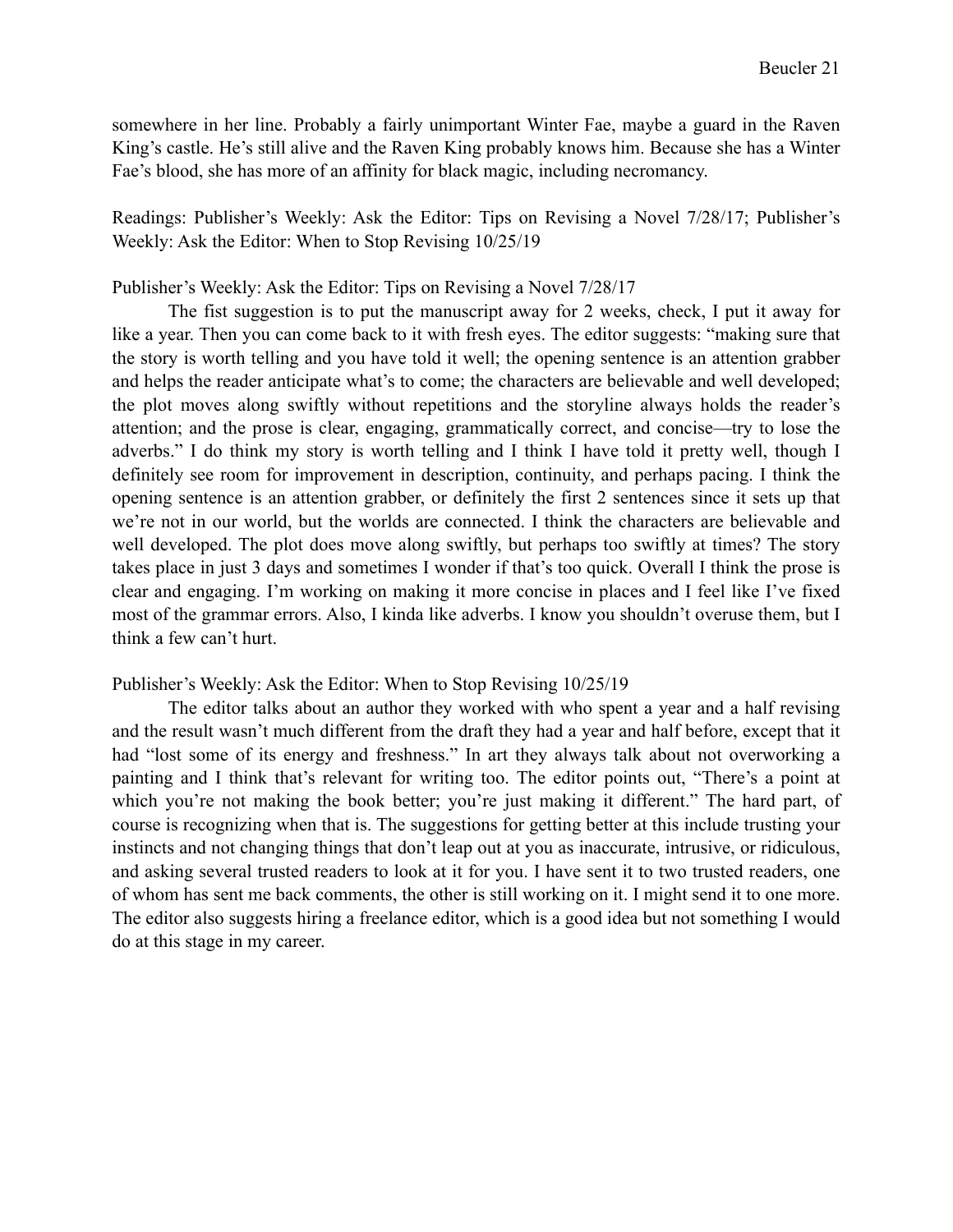somewhere in her line. Probably a fairly unimportant Winter Fae, maybe a guard in the Raven King's castle. He's still alive and the Raven King probably knows him. Because she has a Winter Fae's blood, she has more of an affinity for black magic, including necromancy.

Readings: Publisher's Weekly: Ask the Editor: Tips on Revising a Novel 7/28/17; Publisher's Weekly: Ask the Editor: When to Stop Revising 10/25/19

Publisher's Weekly: Ask the Editor: Tips on Revising a Novel 7/28/17

The fist suggestion is to put the manuscript away for 2 weeks, check, I put it away for like a year. Then you can come back to it with fresh eyes. The editor suggests: "making sure that the story is worth telling and you have told it well; the opening sentence is an attention grabber and helps the reader anticipate what's to come; the characters are believable and well developed; the plot moves along swiftly without repetitions and the storyline always holds the reader's attention; and the prose is clear, engaging, grammatically correct, and concise—try to lose the adverbs." I do think my story is worth telling and I think I have told it pretty well, though I definitely see room for improvement in description, continuity, and perhaps pacing. I think the opening sentence is an attention grabber, or definitely the first 2 sentences since it sets up that we're not in our world, but the worlds are connected. I think the characters are believable and well developed. The plot does move along swiftly, but perhaps too swiftly at times? The story takes place in just 3 days and sometimes I wonder if that's too quick. Overall I think the prose is clear and engaging. I'm working on making it more concise in places and I feel like I've fixed most of the grammar errors. Also, I kinda like adverbs. I know you shouldn't overuse them, but I think a few can't hurt.

Publisher's Weekly: Ask the Editor: When to Stop Revising 10/25/19

The editor talks about an author they worked with who spent a year and a half revising and the result wasn't much different from the draft they had a year and half before, except that it had "lost some of its energy and freshness." In art they always talk about not overworking a painting and I think that's relevant for writing too. The editor points out, "There's a point at which you're not making the book better; you're just making it different." The hard part, of course is recognizing when that is. The suggestions for getting better at this include trusting your instincts and not changing things that don't leap out at you as inaccurate, intrusive, or ridiculous, and asking several trusted readers to look at it for you. I have sent it to two trusted readers, one of whom has sent me back comments, the other is still working on it. I might send it to one more. The editor also suggests hiring a freelance editor, which is a good idea but not something I would do at this stage in my career.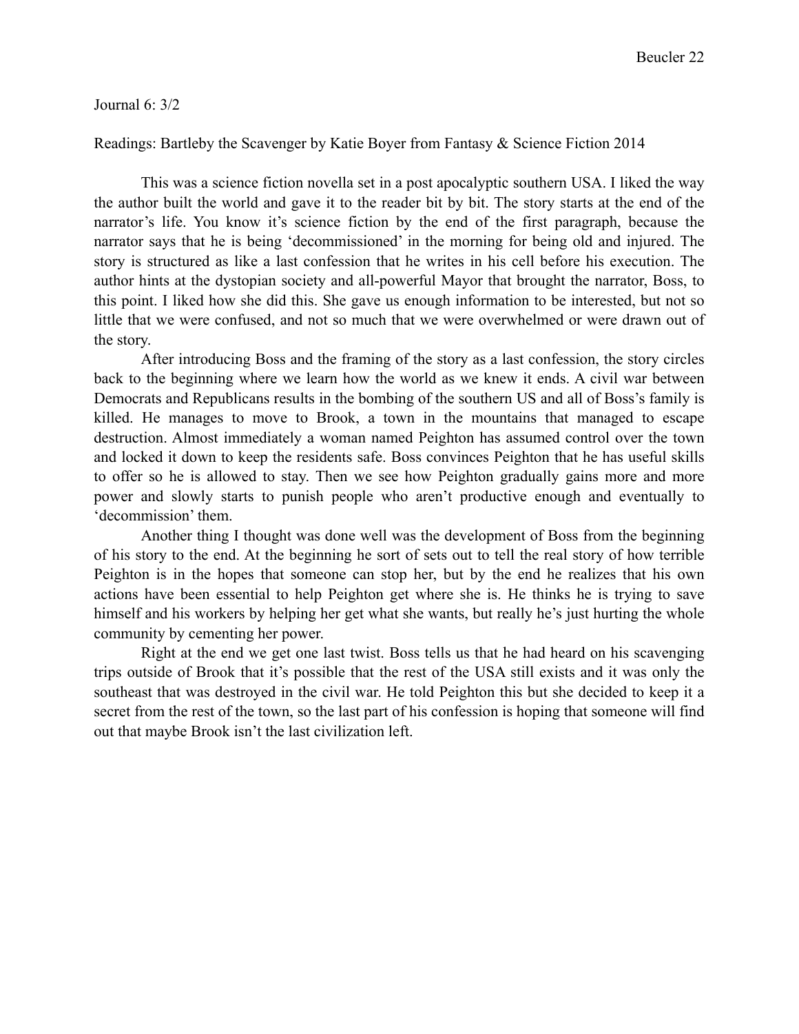Journal 6: 3/2

Readings: Bartleby the Scavenger by Katie Boyer from Fantasy & Science Fiction 2014

This was a science fiction novella set in a post apocalyptic southern USA. I liked the way the author built the world and gave it to the reader bit by bit. The story starts at the end of the narrator's life. You know it's science fiction by the end of the first paragraph, because the narrator says that he is being 'decommissioned' in the morning for being old and injured. The story is structured as like a last confession that he writes in his cell before his execution. The author hints at the dystopian society and all-powerful Mayor that brought the narrator, Boss, to this point. I liked how she did this. She gave us enough information to be interested, but not so little that we were confused, and not so much that we were overwhelmed or were drawn out of the story.

After introducing Boss and the framing of the story as a last confession, the story circles back to the beginning where we learn how the world as we knew it ends. A civil war between Democrats and Republicans results in the bombing of the southern US and all of Boss's family is killed. He manages to move to Brook, a town in the mountains that managed to escape destruction. Almost immediately a woman named Peighton has assumed control over the town and locked it down to keep the residents safe. Boss convinces Peighton that he has useful skills to offer so he is allowed to stay. Then we see how Peighton gradually gains more and more power and slowly starts to punish people who aren't productive enough and eventually to 'decommission' them.

Another thing I thought was done well was the development of Boss from the beginning of his story to the end. At the beginning he sort of sets out to tell the real story of how terrible Peighton is in the hopes that someone can stop her, but by the end he realizes that his own actions have been essential to help Peighton get where she is. He thinks he is trying to save himself and his workers by helping her get what she wants, but really he's just hurting the whole community by cementing her power.

Right at the end we get one last twist. Boss tells us that he had heard on his scavenging trips outside of Brook that it's possible that the rest of the USA still exists and it was only the southeast that was destroyed in the civil war. He told Peighton this but she decided to keep it a secret from the rest of the town, so the last part of his confession is hoping that someone will find out that maybe Brook isn't the last civilization left.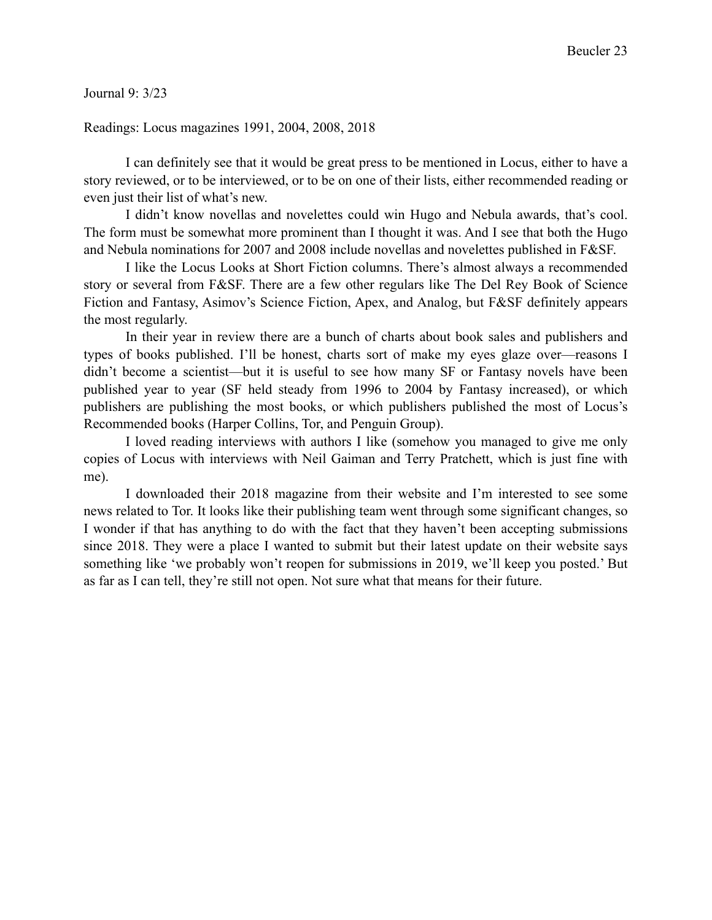Journal 9: 3/23

Readings: Locus magazines 1991, 2004, 2008, 2018

I can definitely see that it would be great press to be mentioned in Locus, either to have a story reviewed, or to be interviewed, or to be on one of their lists, either recommended reading or even just their list of what's new.

I didn't know novellas and novelettes could win Hugo and Nebula awards, that's cool. The form must be somewhat more prominent than I thought it was. And I see that both the Hugo and Nebula nominations for 2007 and 2008 include novellas and novelettes published in F&SF.

I like the Locus Looks at Short Fiction columns. There's almost always a recommended story or several from F&SF. There are a few other regulars like The Del Rey Book of Science Fiction and Fantasy, Asimov's Science Fiction, Apex, and Analog, but F&SF definitely appears the most regularly.

In their year in review there are a bunch of charts about book sales and publishers and types of books published. I'll be honest, charts sort of make my eyes glaze over—reasons I didn't become a scientist—but it is useful to see how many SF or Fantasy novels have been published year to year (SF held steady from 1996 to 2004 by Fantasy increased), or which publishers are publishing the most books, or which publishers published the most of Locus's Recommended books (Harper Collins, Tor, and Penguin Group).

I loved reading interviews with authors I like (somehow you managed to give me only copies of Locus with interviews with Neil Gaiman and Terry Pratchett, which is just fine with me).

I downloaded their 2018 magazine from their website and I'm interested to see some news related to Tor. It looks like their publishing team went through some significant changes, so I wonder if that has anything to do with the fact that they haven't been accepting submissions since 2018. They were a place I wanted to submit but their latest update on their website says something like 'we probably won't reopen for submissions in 2019, we'll keep you posted.' But as far as I can tell, they're still not open. Not sure what that means for their future.